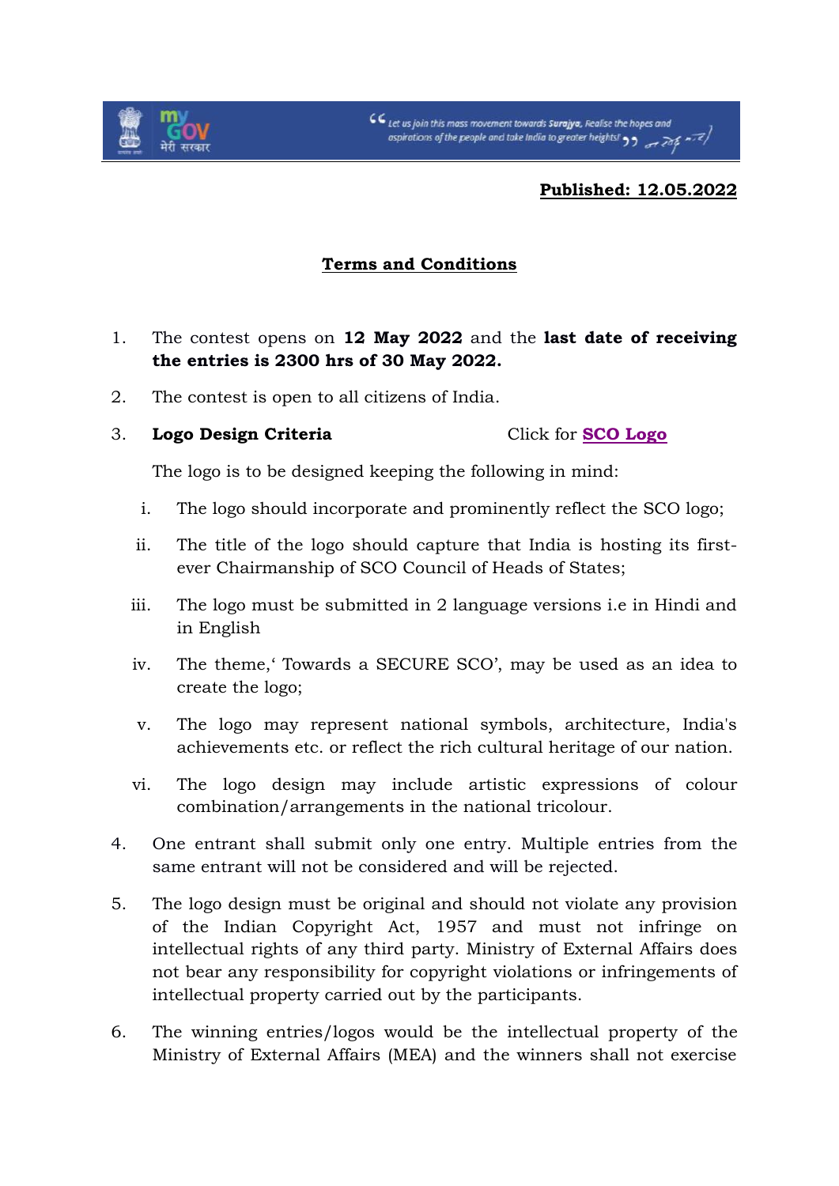**Published: 12.05.2022**

## Terms and Conditions

1. The contest opens on **12 May 2022** and the **last date of receiving the entries is 2300 hrs of 30 May 2022.**

2. The contest is open to all citizens of India.

3. **Logo Design Criteria** Click for **SCO Logo**

   The logo is to be designed keeping the following in mind:

   i. The logo should incorporate and prominently reflect the SCO logo;

   ii. The title of the logo should capture that India is hosting its first-ever Chairmanship of SCO Council of Heads of States;

   iii. The logo must be submitted in 2 language versions i.e in Hindi and in English

   iv. The theme,' Towards a SECURE SCO', may be used as an idea to create the logo;

   v. The logo may represent national symbols, architecture, India's achievements etc. or reflect the rich cultural heritage of our nation.

   vi. The logo design may include artistic expressions of colour combination/arrangements in the national tricolour.

4. One entrant shall submit only one entry. Multiple entries from the same entrant will not be considered and will be rejected.

5. The logo design must be original and should not violate any provision of the Indian Copyright Act, 1957 and must not infringe on intellectual rights of any third party. Ministry of External Affairs does not bear any responsibility for copyright violations or infringements of intellectual property carried out by the participants.

6. The winning entries/logos would be the intellectual property of the Ministry of External Affairs (MEA) and the winners shall not exercise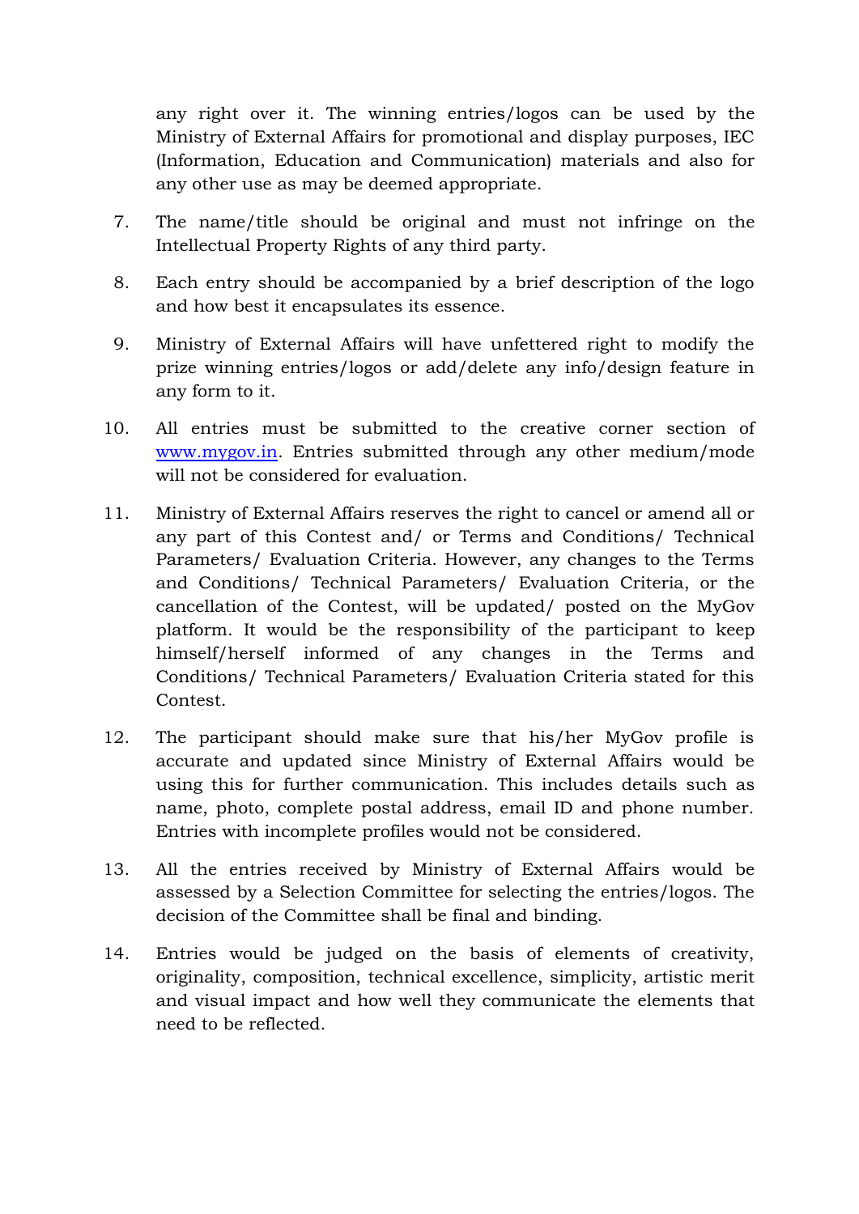any right over it. The winning entries/logos can be used by the Ministry of External Affairs for promotional and display purposes, IEC (Information, Education and Communication) materials and also for any other use as may be deemed appropriate.

7. The name/title should be original and must not infringe on the Intellectual Property Rights of any third party.

8. Each entry should be accompanied by a brief description of the logo and how best it encapsulates its essence.

9. Ministry of External Affairs will have unfettered right to modify the prize winning entries/logos or add/delete any info/design feature in any form to it.

10. All entries must be submitted to the creative corner section of [www.mygov.in](http://www.mygov.in). Entries submitted through any other medium/mode will not be considered for evaluation.

11. Ministry of External Affairs reserves the right to cancel or amend all or any part of this Contest and/ or Terms and Conditions/ Technical Parameters/ Evaluation Criteria. However, any changes to the Terms and Conditions/ Technical Parameters/ Evaluation Criteria, or the cancellation of the Contest, will be updated/ posted on the MyGov platform. It would be the responsibility of the participant to keep himself/herself informed of any changes in the Terms and Conditions/ Technical Parameters/ Evaluation Criteria stated for this Contest.

12. The participant should make sure that his/her MyGov profile is accurate and updated since Ministry of External Affairs would be using this for further communication. This includes details such as name, photo, complete postal address, email ID and phone number. Entries with incomplete profiles would not be considered.

13. All the entries received by Ministry of External Affairs would be assessed by a Selection Committee for selecting the entries/logos. The decision of the Committee shall be final and binding.

14. Entries would be judged on the basis of elements of creativity, originality, composition, technical excellence, simplicity, artistic merit and visual impact and how well they communicate the elements that need to be reflected.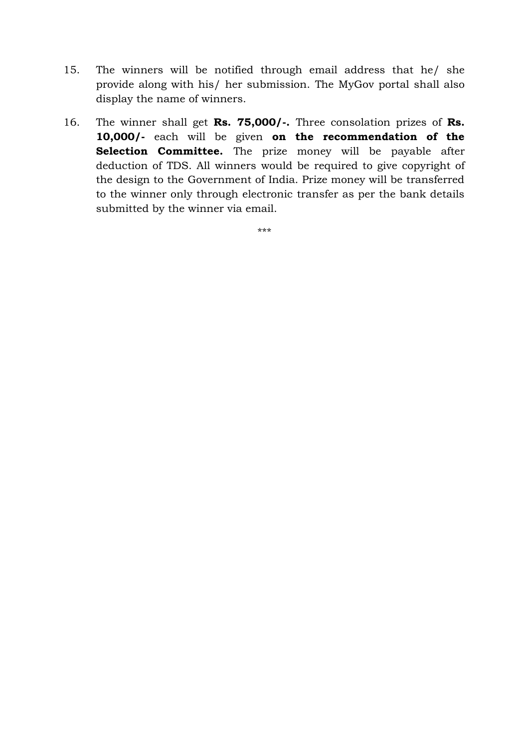15. The winners will be notified through email address that he/ she provide along with his/ her submission. The MyGov portal shall also display the name of winners.

16. The winner shall get **Rs. 75,000/-.** Three consolation prizes of **Rs. 10,000/-** each will be given **on the recommendation of the Selection Committee.** The prize money will be payable after deduction of TDS. All winners would be required to give copyright of the design to the Government of India. Prize money will be transferred to the winner only through electronic transfer as per the bank details submitted by the winner via email.

***